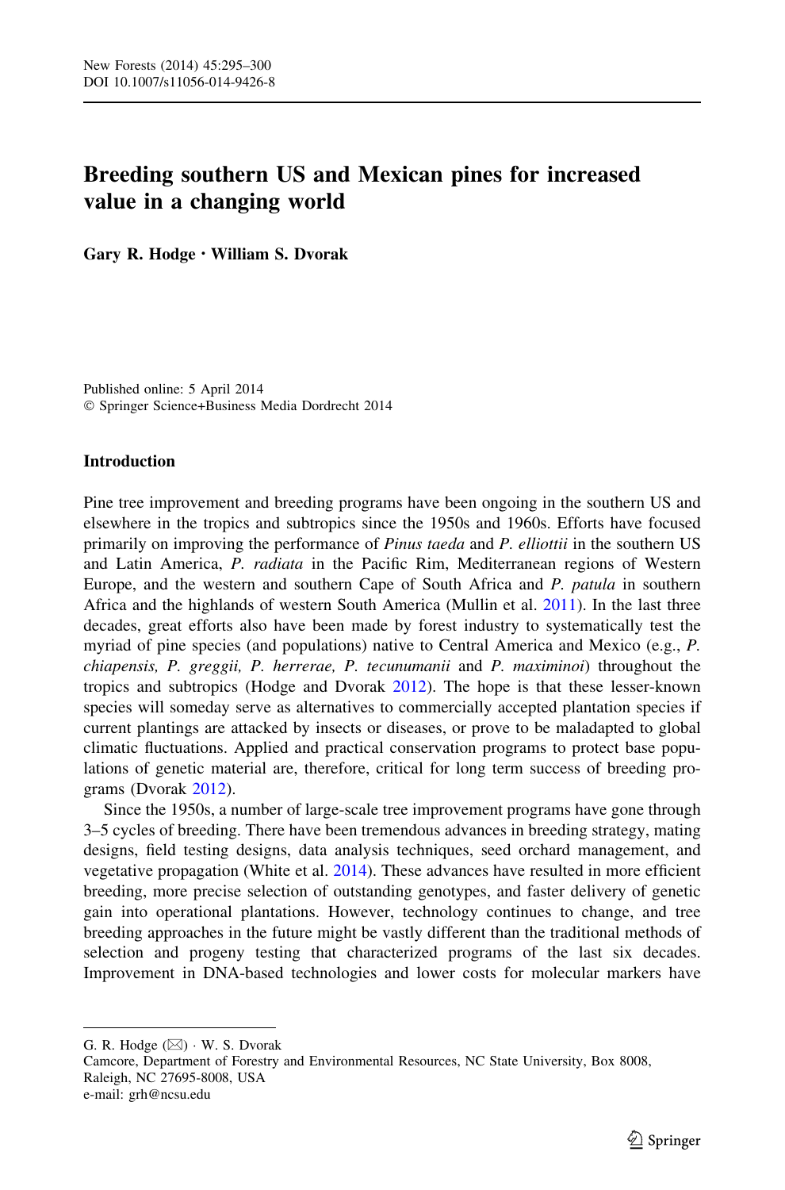# Breeding southern US and Mexican pines for increased value in a changing world

**Gary R. Hodge · William S. Dvorak**

Published online: 5 April 2014
© Springer Science+Business Media Dordrecht 2014

## Introduction

Pine tree improvement and breeding programs have been ongoing in the southern US and elsewhere in the tropics and subtropics since the 1950s and 1960s. Efforts have focused primarily on improving the performance of *Pinus taeda* and *P. elliottii* in the southern US and Latin America, *P. radiata* in the Pacific Rim, Mediterranean regions of Western Europe, and the western and southern Cape of South Africa and *P. patula* in southern Africa and the highlands of western South America (Mullin et al. 2011). In the last three decades, great efforts also have been made by forest industry to systematically test the myriad of pine species (and populations) native to Central America and Mexico (e.g., *P. chiapensis, P. greggii, P. herrerae, P. tecunumanii* and *P. maximinoi*) throughout the tropics and subtropics (Hodge and Dvorak 2012). The hope is that these lesser-known species will someday serve as alternatives to commercially accepted plantation species if current plantings are attacked by insects or diseases, or prove to be maladapted to global climatic fluctuations. Applied and practical conservation programs to protect base populations of genetic material are, therefore, critical for long term success of breeding programs (Dvorak 2012).

Since the 1950s, a number of large-scale tree improvement programs have gone through 3–5 cycles of breeding. There have been tremendous advances in breeding strategy, mating designs, field testing designs, data analysis techniques, seed orchard management, and vegetative propagation (White et al. 2014). These advances have resulted in more efficient breeding, more precise selection of outstanding genotypes, and faster delivery of genetic gain into operational plantations. However, technology continues to change, and tree breeding approaches in the future might be vastly different than the traditional methods of selection and progeny testing that characterized programs of the last six decades. Improvement in DNA-based technologies and lower costs for molecular markers have

---

G. R. Hodge (✉) · W. S. Dvorak
Camcore, Department of Forestry and Environmental Resources, NC State University, Box 8008, Raleigh, NC 27695-8008, USA
e-mail: grh@ncsu.edu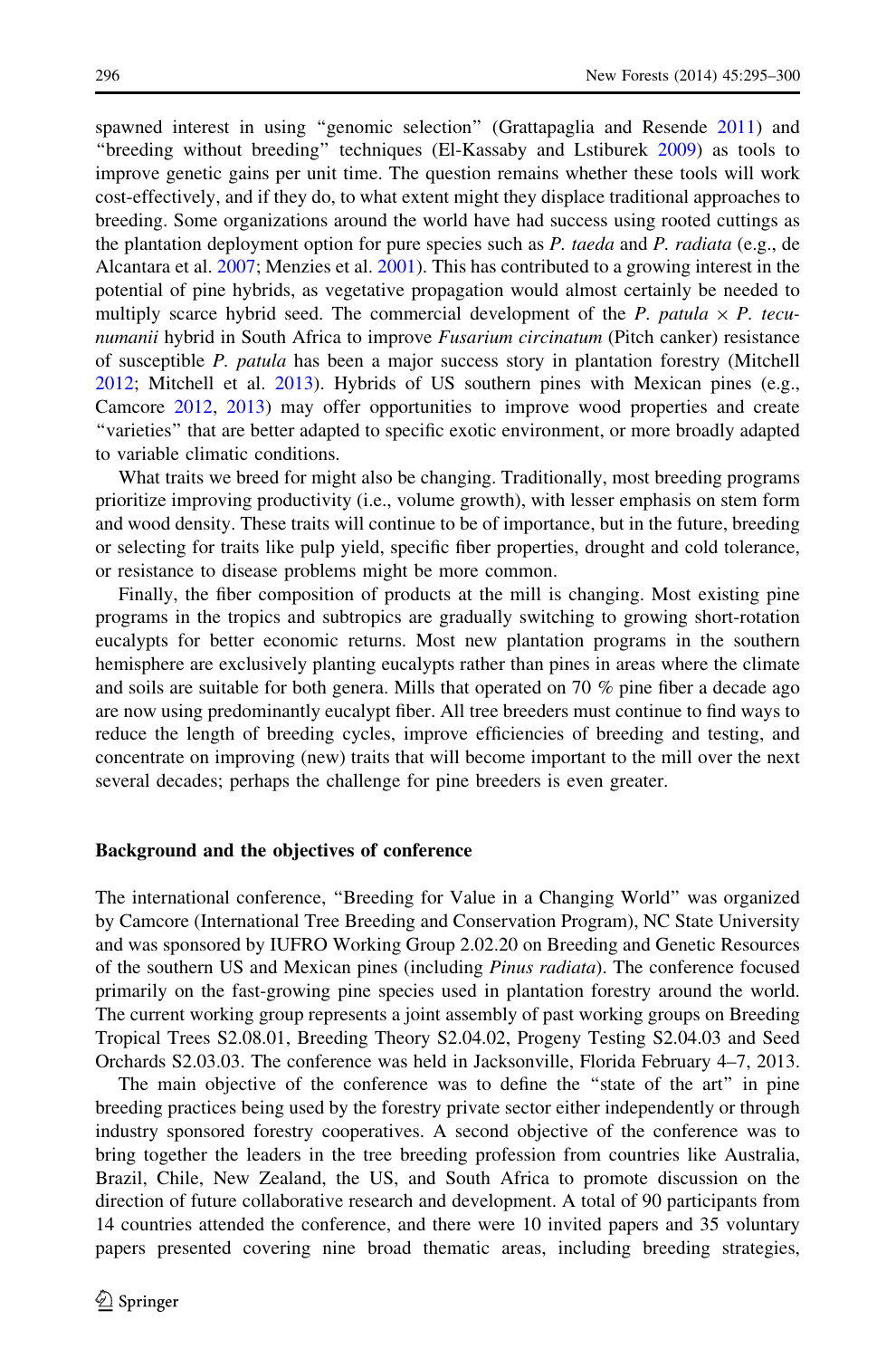spawned interest in using "genomic selection" (Grattapaglia and Resende 2011) and "breeding without breeding" techniques (El-Kassaby and Lstiburek 2009) as tools to improve genetic gains per unit time. The question remains whether these tools will work cost-effectively, and if they do, to what extent might they displace traditional approaches to breeding. Some organizations around the world have had success using rooted cuttings as the plantation deployment option for pure species such as *P. taeda* and *P. radiata* (e.g., de Alcantara et al. 2007; Menzies et al. 2001). This has contributed to a growing interest in the potential of pine hybrids, as vegetative propagation would almost certainly be needed to multiply scarce hybrid seed. The commercial development of the *P. patula* × *P. tecunumanii* hybrid in South Africa to improve *Fusarium circinatum* (Pitch canker) resistance of susceptible *P. patula* has been a major success story in plantation forestry (Mitchell 2012; Mitchell et al. 2013). Hybrids of US southern pines with Mexican pines (e.g., Camcore 2012, 2013) may offer opportunities to improve wood properties and create "varieties" that are better adapted to specific exotic environment, or more broadly adapted to variable climatic conditions.

What traits we breed for might also be changing. Traditionally, most breeding programs prioritize improving productivity (i.e., volume growth), with lesser emphasis on stem form and wood density. These traits will continue to be of importance, but in the future, breeding or selecting for traits like pulp yield, specific fiber properties, drought and cold tolerance, or resistance to disease problems might be more common.

Finally, the fiber composition of products at the mill is changing. Most existing pine programs in the tropics and subtropics are gradually switching to growing short-rotation eucalypts for better economic returns. Most new plantation programs in the southern hemisphere are exclusively planting eucalypts rather than pines in areas where the climate and soils are suitable for both genera. Mills that operated on 70 % pine fiber a decade ago are now using predominantly eucalypt fiber. All tree breeders must continue to find ways to reduce the length of breeding cycles, improve efficiencies of breeding and testing, and concentrate on improving (new) traits that will become important to the mill over the next several decades; perhaps the challenge for pine breeders is even greater.

## Background and the objectives of conference

The international conference, "Breeding for Value in a Changing World" was organized by Camcore (International Tree Breeding and Conservation Program), NC State University and was sponsored by IUFRO Working Group 2.02.20 on Breeding and Genetic Resources of the southern US and Mexican pines (including *Pinus radiata*). The conference focused primarily on the fast-growing pine species used in plantation forestry around the world. The current working group represents a joint assembly of past working groups on Breeding Tropical Trees S2.08.01, Breeding Theory S2.04.02, Progeny Testing S2.04.03 and Seed Orchards S2.03.03. The conference was held in Jacksonville, Florida February 4–7, 2013.

The main objective of the conference was to define the "state of the art" in pine breeding practices being used by the forestry private sector either independently or through industry sponsored forestry cooperatives. A second objective of the conference was to bring together the leaders in the tree breeding profession from countries like Australia, Brazil, Chile, New Zealand, the US, and South Africa to promote discussion on the direction of future collaborative research and development. A total of 90 participants from 14 countries attended the conference, and there were 10 invited papers and 35 voluntary papers presented covering nine broad thematic areas, including breeding strategies,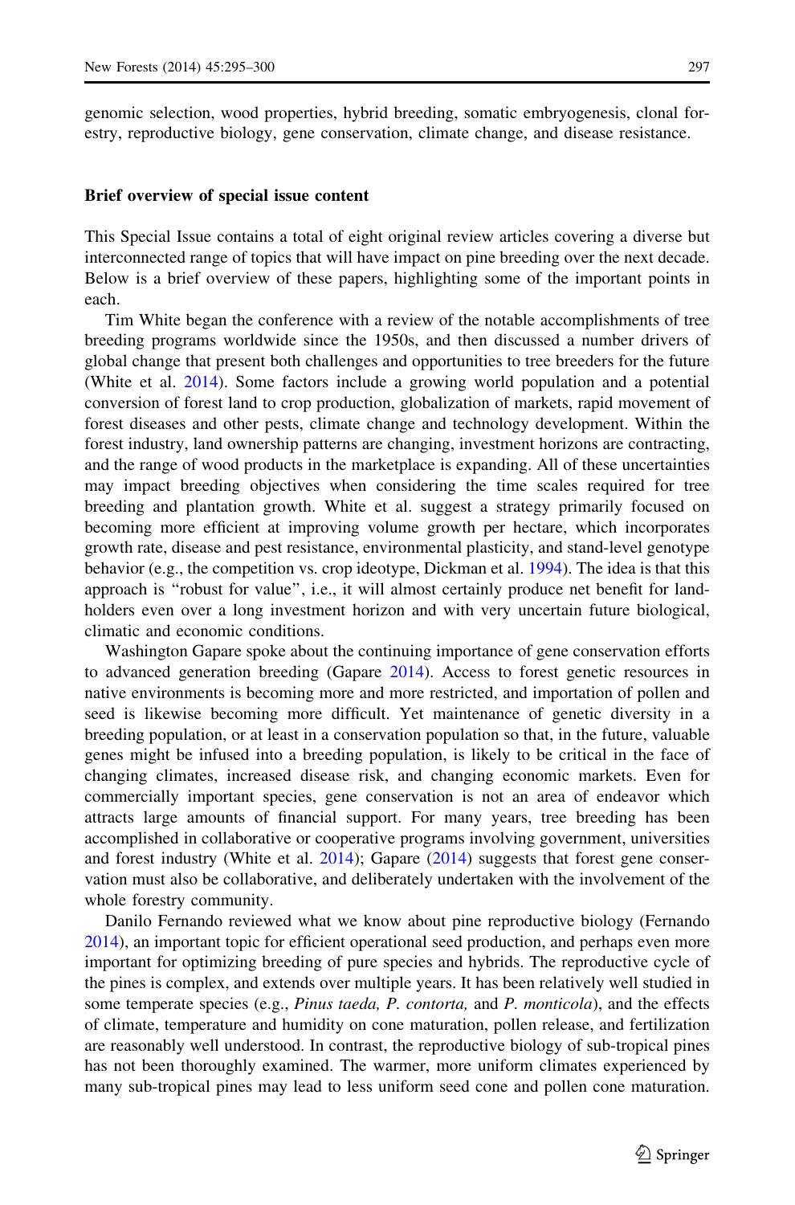genomic selection, wood properties, hybrid breeding, somatic embryogenesis, clonal forestry, reproductive biology, gene conservation, climate change, and disease resistance.

**Brief overview of special issue content**

This Special Issue contains a total of eight original review articles covering a diverse but interconnected range of topics that will have impact on pine breeding over the next decade. Below is a brief overview of these papers, highlighting some of the important points in each.

Tim White began the conference with a review of the notable accomplishments of tree breeding programs worldwide since the 1950s, and then discussed a number drivers of global change that present both challenges and opportunities to tree breeders for the future (White et al. 2014). Some factors include a growing world population and a potential conversion of forest land to crop production, globalization of markets, rapid movement of forest diseases and other pests, climate change and technology development. Within the forest industry, land ownership patterns are changing, investment horizons are contracting, and the range of wood products in the marketplace is expanding. All of these uncertainties may impact breeding objectives when considering the time scales required for tree breeding and plantation growth. White et al. suggest a strategy primarily focused on becoming more efficient at improving volume growth per hectare, which incorporates growth rate, disease and pest resistance, environmental plasticity, and stand-level genotype behavior (e.g., the competition vs. crop ideotype, Dickman et al. 1994). The idea is that this approach is "robust for value", i.e., it will almost certainly produce net benefit for landholders even over a long investment horizon and with very uncertain future biological, climatic and economic conditions.

Washington Gapare spoke about the continuing importance of gene conservation efforts to advanced generation breeding (Gapare 2014). Access to forest genetic resources in native environments is becoming more and more restricted, and importation of pollen and seed is likewise becoming more difficult. Yet maintenance of genetic diversity in a breeding population, or at least in a conservation population so that, in the future, valuable genes might be infused into a breeding population, is likely to be critical in the face of changing climates, increased disease risk, and changing economic markets. Even for commercially important species, gene conservation is not an area of endeavor which attracts large amounts of financial support. For many years, tree breeding has been accomplished in collaborative or cooperative programs involving government, universities and forest industry (White et al. 2014); Gapare (2014) suggests that forest gene conservation must also be collaborative, and deliberately undertaken with the involvement of the whole forestry community.

Danilo Fernando reviewed what we know about pine reproductive biology (Fernando 2014), an important topic for efficient operational seed production, and perhaps even more important for optimizing breeding of pure species and hybrids. The reproductive cycle of the pines is complex, and extends over multiple years. It has been relatively well studied in some temperate species (e.g., *Pinus taeda, P. contorta,* and *P. monticola*), and the effects of climate, temperature and humidity on cone maturation, pollen release, and fertilization are reasonably well understood. In contrast, the reproductive biology of sub-tropical pines has not been thoroughly examined. The warmer, more uniform climates experienced by many sub-tropical pines may lead to less uniform seed cone and pollen cone maturation.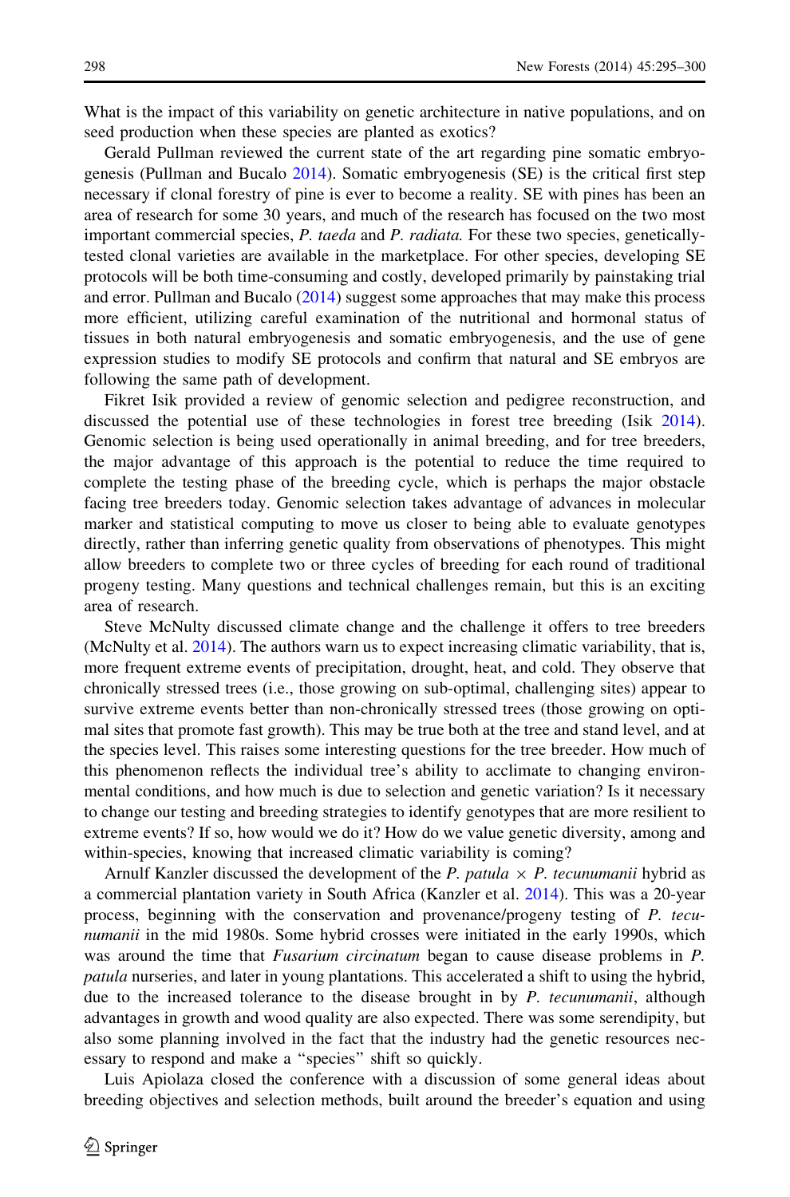What is the impact of this variability on genetic architecture in native populations, and on seed production when these species are planted as exotics?

Gerald Pullman reviewed the current state of the art regarding pine somatic embryogenesis (Pullman and Bucalo 2014). Somatic embryogenesis (SE) is the critical first step necessary if clonal forestry of pine is ever to become a reality. SE with pines has been an area of research for some 30 years, and much of the research has focused on the two most important commercial species, *P. taeda* and *P. radiata.* For these two species, genetically-tested clonal varieties are available in the marketplace. For other species, developing SE protocols will be both time-consuming and costly, developed primarily by painstaking trial and error. Pullman and Bucalo (2014) suggest some approaches that may make this process more efficient, utilizing careful examination of the nutritional and hormonal status of tissues in both natural embryogenesis and somatic embryogenesis, and the use of gene expression studies to modify SE protocols and confirm that natural and SE embryos are following the same path of development.

Fikret Isik provided a review of genomic selection and pedigree reconstruction, and discussed the potential use of these technologies in forest tree breeding (Isik 2014). Genomic selection is being used operationally in animal breeding, and for tree breeders, the major advantage of this approach is the potential to reduce the time required to complete the testing phase of the breeding cycle, which is perhaps the major obstacle facing tree breeders today. Genomic selection takes advantage of advances in molecular marker and statistical computing to move us closer to being able to evaluate genotypes directly, rather than inferring genetic quality from observations of phenotypes. This might allow breeders to complete two or three cycles of breeding for each round of traditional progeny testing. Many questions and technical challenges remain, but this is an exciting area of research.

Steve McNulty discussed climate change and the challenge it offers to tree breeders (McNulty et al. 2014). The authors warn us to expect increasing climatic variability, that is, more frequent extreme events of precipitation, drought, heat, and cold. They observe that chronically stressed trees (i.e., those growing on sub-optimal, challenging sites) appear to survive extreme events better than non-chronically stressed trees (those growing on optimal sites that promote fast growth). This may be true both at the tree and stand level, and at the species level. This raises some interesting questions for the tree breeder. How much of this phenomenon reflects the individual tree's ability to acclimate to changing environmental conditions, and how much is due to selection and genetic variation? Is it necessary to change our testing and breeding strategies to identify genotypes that are more resilient to extreme events? If so, how would we do it? How do we value genetic diversity, among and within-species, knowing that increased climatic variability is coming?

Arnulf Kanzler discussed the development of the *P. patula* × *P. tecunumanii* hybrid as a commercial plantation variety in South Africa (Kanzler et al. 2014). This was a 20-year process, beginning with the conservation and provenance/progeny testing of *P. tecunumanii* in the mid 1980s. Some hybrid crosses were initiated in the early 1990s, which was around the time that *Fusarium circinatum* began to cause disease problems in *P. patula* nurseries, and later in young plantations. This accelerated a shift to using the hybrid, due to the increased tolerance to the disease brought in by *P. tecunumanii*, although advantages in growth and wood quality are also expected. There was some serendipity, but also some planning involved in the fact that the industry had the genetic resources necessary to respond and make a "species" shift so quickly.

Luis Apiolaza closed the conference with a discussion of some general ideas about breeding objectives and selection methods, built around the breeder's equation and using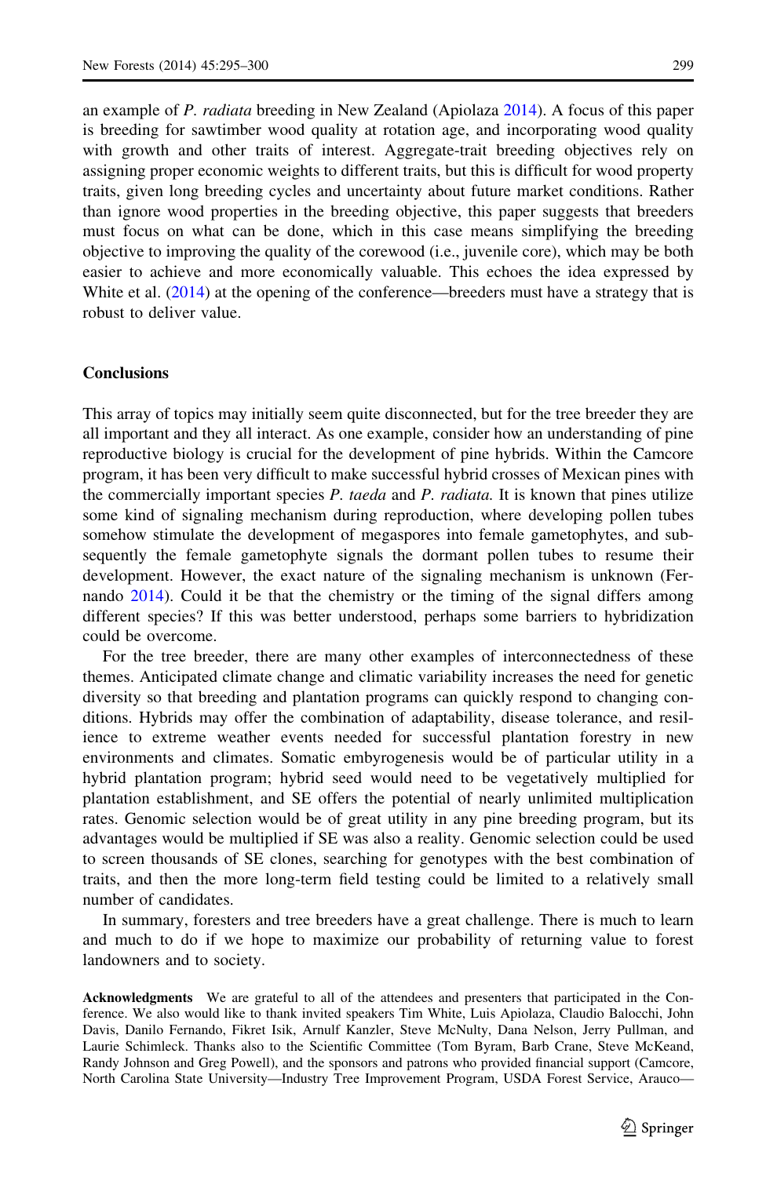an example of *P. radiata* breeding in New Zealand (Apiolaza 2014). A focus of this paper is breeding for sawtimber wood quality at rotation age, and incorporating wood quality with growth and other traits of interest. Aggregate-trait breeding objectives rely on assigning proper economic weights to different traits, but this is difficult for wood property traits, given long breeding cycles and uncertainty about future market conditions. Rather than ignore wood properties in the breeding objective, this paper suggests that breeders must focus on what can be done, which in this case means simplifying the breeding objective to improving the quality of the corewood (i.e., juvenile core), which may be both easier to achieve and more economically valuable. This echoes the idea expressed by White et al. (2014) at the opening of the conference—breeders must have a strategy that is robust to deliver value.

## Conclusions

This array of topics may initially seem quite disconnected, but for the tree breeder they are all important and they all interact. As one example, consider how an understanding of pine reproductive biology is crucial for the development of pine hybrids. Within the Camcore program, it has been very difficult to make successful hybrid crosses of Mexican pines with the commercially important species *P. taeda* and *P. radiata.* It is known that pines utilize some kind of signaling mechanism during reproduction, where developing pollen tubes somehow stimulate the development of megaspores into female gametophytes, and subsequently the female gametophyte signals the dormant pollen tubes to resume their development. However, the exact nature of the signaling mechanism is unknown (Fernando 2014). Could it be that the chemistry or the timing of the signal differs among different species? If this was better understood, perhaps some barriers to hybridization could be overcome.

For the tree breeder, there are many other examples of interconnectedness of these themes. Anticipated climate change and climatic variability increases the need for genetic diversity so that breeding and plantation programs can quickly respond to changing conditions. Hybrids may offer the combination of adaptability, disease tolerance, and resilience to extreme weather events needed for successful plantation forestry in new environments and climates. Somatic embyrogenesis would be of particular utility in a hybrid plantation program; hybrid seed would need to be vegetatively multiplied for plantation establishment, and SE offers the potential of nearly unlimited multiplication rates. Genomic selection would be of great utility in any pine breeding program, but its advantages would be multiplied if SE was also a reality. Genomic selection could be used to screen thousands of SE clones, searching for genotypes with the best combination of traits, and then the more long-term field testing could be limited to a relatively small number of candidates.

In summary, foresters and tree breeders have a great challenge. There is much to learn and much to do if we hope to maximize our probability of returning value to forest landowners and to society.

**Acknowledgments** We are grateful to all of the attendees and presenters that participated in the Conference. We also would like to thank invited speakers Tim White, Luis Apiolaza, Claudio Balocchi, John Davis, Danilo Fernando, Fikret Isik, Arnulf Kanzler, Steve McNulty, Dana Nelson, Jerry Pullman, and Laurie Schimleck. Thanks also to the Scientific Committee (Tom Byram, Barb Crane, Steve McKeand, Randy Johnson and Greg Powell), and the sponsors and patrons who provided financial support (Camcore, North Carolina State University—Industry Tree Improvement Program, USDA Forest Service, Arauco—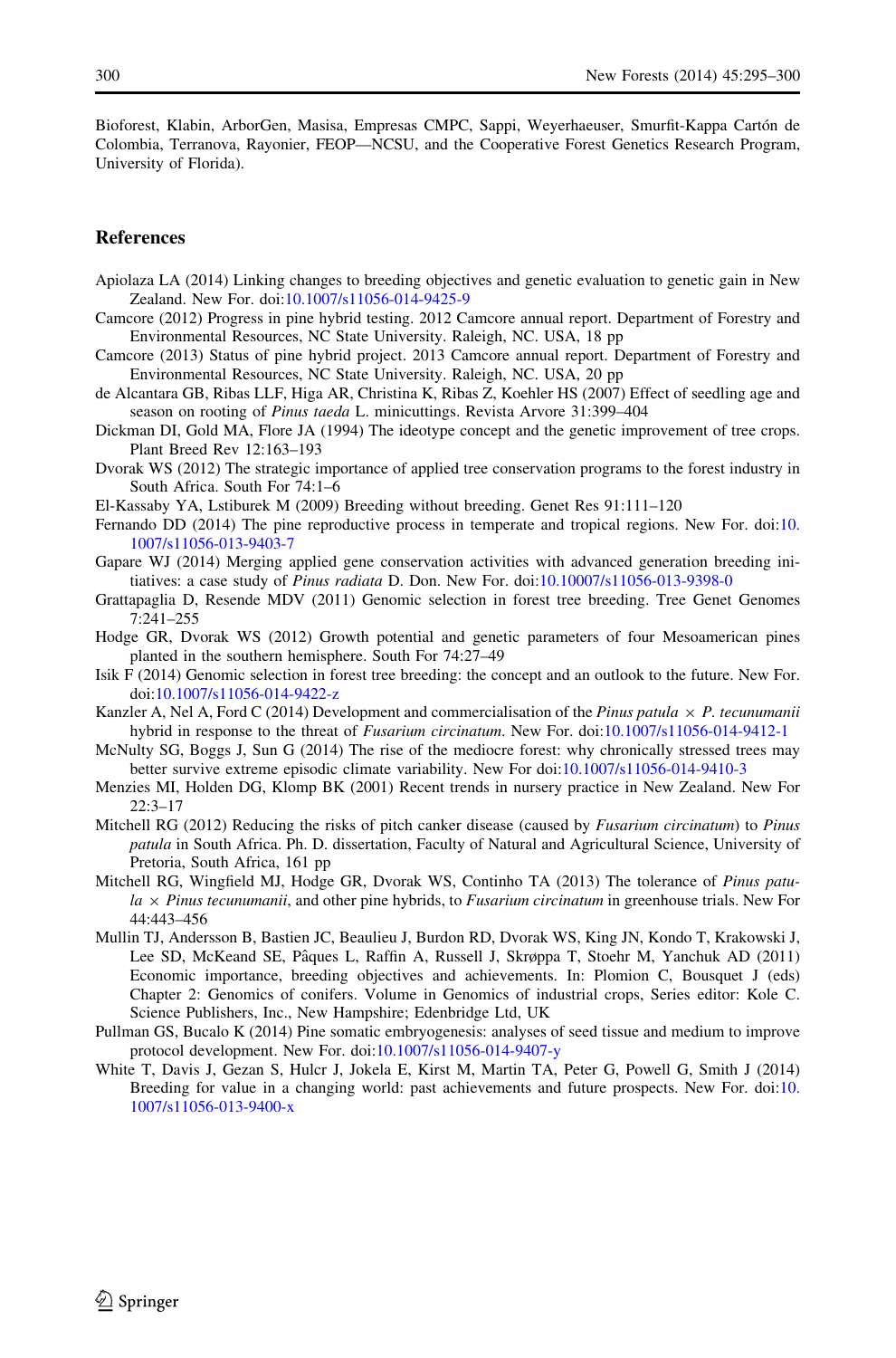Bioforest, Klabin, ArborGen, Masisa, Empresas CMPC, Sappi, Weyerhaeuser, Smurfit-Kappa Cartón de Colombia, Terranova, Rayonier, FEOP—NCSU, and the Cooperative Forest Genetics Research Program, University of Florida).

## References

Apiolaza LA (2014) Linking changes to breeding objectives and genetic evaluation to genetic gain in New Zealand. New For. doi:10.1007/s11056-014-9425-9

Camcore (2012) Progress in pine hybrid testing. 2012 Camcore annual report. Department of Forestry and Environmental Resources, NC State University. Raleigh, NC. USA, 18 pp

Camcore (2013) Status of pine hybrid project. 2013 Camcore annual report. Department of Forestry and Environmental Resources, NC State University. Raleigh, NC. USA, 20 pp

de Alcantara GB, Ribas LLF, Higa AR, Christina K, Ribas Z, Koehler HS (2007) Effect of seedling age and season on rooting of *Pinus taeda* L. minicuttings. Revista Arvore 31:399–404

Dickman DI, Gold MA, Flore JA (1994) The ideotype concept and the genetic improvement of tree crops. Plant Breed Rev 12:163–193

Dvorak WS (2012) The strategic importance of applied tree conservation programs to the forest industry in South Africa. South For 74:1–6

El-Kassaby YA, Lstiburek M (2009) Breeding without breeding. Genet Res 91:111–120

Fernando DD (2014) The pine reproductive process in temperate and tropical regions. New For. doi:10.1007/s11056-013-9403-7

Gapare WJ (2014) Merging applied gene conservation activities with advanced generation breeding initiatives: a case study of *Pinus radiata* D. Don. New For. doi:10.10007/s11056-013-9398-0

Grattapaglia D, Resende MDV (2011) Genomic selection in forest tree breeding. Tree Genet Genomes 7:241–255

Hodge GR, Dvorak WS (2012) Growth potential and genetic parameters of four Mesoamerican pines planted in the southern hemisphere. South For 74:27–49

Isik F (2014) Genomic selection in forest tree breeding: the concept and an outlook to the future. New For. doi:10.1007/s11056-014-9422-z

Kanzler A, Nel A, Ford C (2014) Development and commercialisation of the *Pinus patula* × *P. tecunumanii* hybrid in response to the threat of *Fusarium circinatum*. New For. doi:10.1007/s11056-014-9412-1

McNulty SG, Boggs J, Sun G (2014) The rise of the mediocre forest: why chronically stressed trees may better survive extreme episodic climate variability. New For doi:10.1007/s11056-014-9410-3

Menzies MI, Holden DG, Klomp BK (2001) Recent trends in nursery practice in New Zealand. New For 22:3–17

Mitchell RG (2012) Reducing the risks of pitch canker disease (caused by *Fusarium circinatum*) to *Pinus patula* in South Africa. Ph. D. dissertation, Faculty of Natural and Agricultural Science, University of Pretoria, South Africa, 161 pp

Mitchell RG, Wingfield MJ, Hodge GR, Dvorak WS, Continho TA (2013) The tolerance of *Pinus patula* × *Pinus tecunumanii*, and other pine hybrids, to *Fusarium circinatum* in greenhouse trials. New For 44:443–456

Mullin TJ, Andersson B, Bastien JC, Beaulieu J, Burdon RD, Dvorak WS, King JN, Kondo T, Krakowski J, Lee SD, McKeand SE, Pâques L, Raffin A, Russell J, Skrøppa T, Stoehr M, Yanchuk AD (2011) Economic importance, breeding objectives and achievements. In: Plomion C, Bousquet J (eds) Chapter 2: Genomics of conifers. Volume in Genomics of industrial crops, Series editor: Kole C. Science Publishers, Inc., New Hampshire; Edenbridge Ltd, UK

Pullman GS, Bucalo K (2014) Pine somatic embryogenesis: analyses of seed tissue and medium to improve protocol development. New For. doi:10.1007/s11056-014-9407-y

White T, Davis J, Gezan S, Hulcr J, Jokela E, Kirst M, Martin TA, Peter G, Powell G, Smith J (2014) Breeding for value in a changing world: past achievements and future prospects. New For. doi:10.1007/s11056-013-9400-x